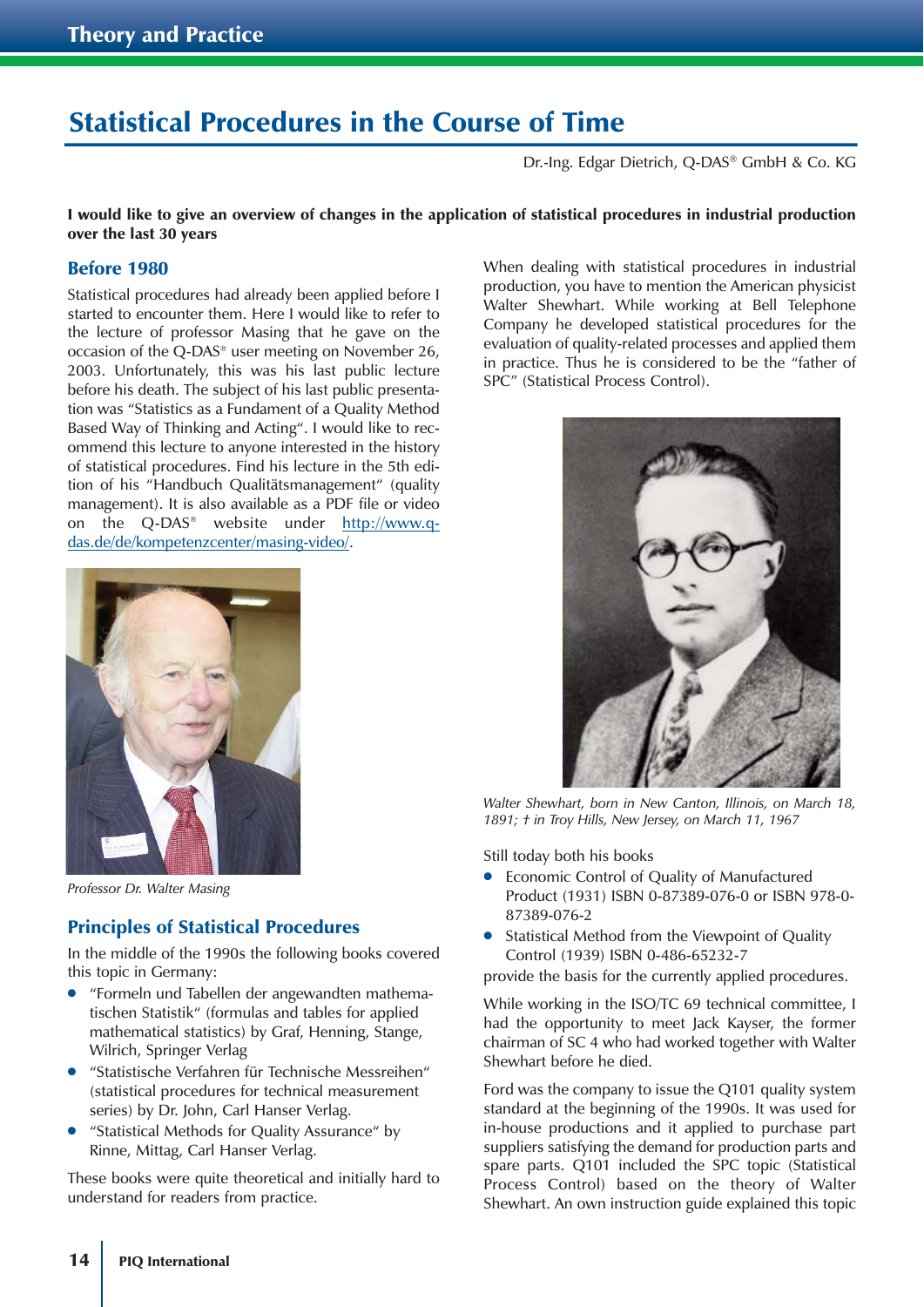# Statistical Procedures in the Course of Time

Dr.-Ing. Edgar Dietrich, Q-DAS® GmbH & Co. KG

**I would like to give an overview of changes in the application of statistical procedures in industrial production over the last 30 years**

## Before 1980

Statistical procedures had already been applied before I started to encounter them. Here I would like to refer to the lecture of professor Masing that he gave on the occasion of the Q-DAS® user meeting on November 26, 2003. Unfortunately, this was his last public lecture before his death. The subject of his last public presentation was "Statistics as a Fundament of a Quality Method Based Way of Thinking and Acting". I would like to recommend this lecture to anyone interested in the history of statistical procedures. Find his lecture in the 5th edition of his "Handbuch Qualitätsmanagement" (quality management). It is also available as a PDF file or video on the Q-DAS® website under http://www.q-das.de/de/kompetenzcenter/masing-video/.

*Professor Dr. Walter Masing*

When dealing with statistical procedures in industrial production, you have to mention the American physicist Walter Shewhart. While working at Bell Telephone Company he developed statistical procedures for the evaluation of quality-related processes and applied them in practice. Thus he is considered to be the "father of SPC" (Statistical Process Control).

*Walter Shewhart, born in New Canton, Illinois, on March 18, 1891; † in Troy Hills, New Jersey, on March 11, 1967*

Still today both his books

- Economic Control of Quality of Manufactured Product (1931) ISBN 0-87389-076-0 or ISBN 978-0-87389-076-2
- Statistical Method from the Viewpoint of Quality Control (1939) ISBN 0-486-65232-7

provide the basis for the currently applied procedures.

While working in the ISO/TC 69 technical committee, I had the opportunity to meet Jack Kayser, the former chairman of SC 4 who had worked together with Walter Shewhart before he died.

Ford was the company to issue the Q101 quality system standard at the beginning of the 1990s. It was used for in-house productions and it applied to purchase part suppliers satisfying the demand for production parts and spare parts. Q101 included the SPC topic (Statistical Process Control) based on the theory of Walter Shewhart. An own instruction guide explained this topic

## Principles of Statistical Procedures

In the middle of the 1990s the following books covered this topic in Germany:

- "Formeln und Tabellen der angewandten mathematischen Statistik" (formulas and tables for applied mathematical statistics) by Graf, Henning, Stange, Wilrich, Springer Verlag
- "Statistische Verfahren für Technische Messreihen" (statistical procedures for technical measurement series) by Dr. John, Carl Hanser Verlag.
- "Statistical Methods for Quality Assurance" by Rinne, Mittag, Carl Hanser Verlag.

These books were quite theoretical and initially hard to understand for readers from practice.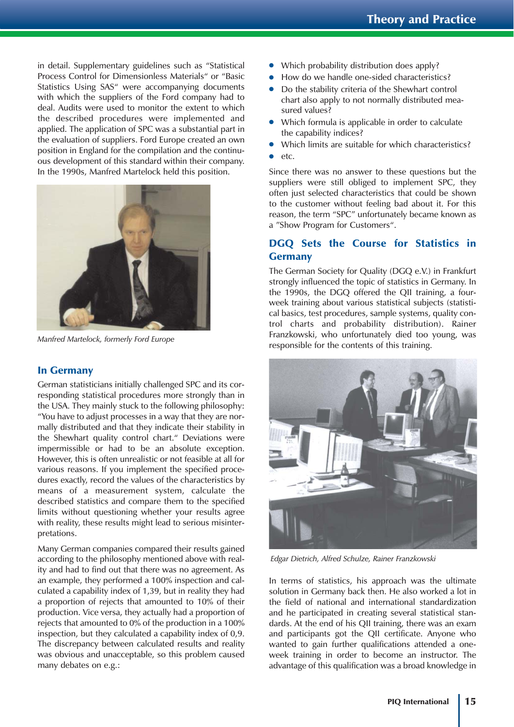in detail. Supplementary guidelines such as "Statistical Process Control for Dimensionless Materials" or "Basic Statistics Using SAS" were accompanying documents with which the suppliers of the Ford company had to deal. Audits were used to monitor the extent to which the described procedures were implemented and applied. The application of SPC was a substantial part in the evaluation of suppliers. Ford Europe created an own position in England for the compilation and the continuous development of this standard within their company. In the 1990s, Manfred Martelock held this position.

*Manfred Martelock, formerly Ford Europe*

## In Germany

German statisticians initially challenged SPC and its corresponding statistical procedures more strongly than in the USA. They mainly stuck to the following philosophy: "You have to adjust processes in a way that they are normally distributed and that they indicate their stability in the Shewhart quality control chart." Deviations were impermissible or had to be an absolute exception. However, this is often unrealistic or not feasible at all for various reasons. If you implement the specified procedures exactly, record the values of the characteristics by means of a measurement system, calculate the described statistics and compare them to the specified limits without questioning whether your results agree with reality, these results might lead to serious misinterpretations.

Many German companies compared their results gained according to the philosophy mentioned above with reality and had to find out that there was no agreement. As an example, they performed a 100% inspection and calculated a capability index of 1,39, but in reality they had a proportion of rejects that amounted to 10% of their production. Vice versa, they actually had a proportion of rejects that amounted to 0% of the production in a 100% inspection, but they calculated a capability index of 0,9. The discrepancy between calculated results and reality was obvious and unacceptable, so this problem caused many debates on e.g.:

- Which probability distribution does apply?
- How do we handle one-sided characteristics?
- Do the stability criteria of the Shewhart control chart also apply to not normally distributed measured values?
- Which formula is applicable in order to calculate the capability indices?
- Which limits are suitable for which characteristics?
- etc.

Since there was no answer to these questions but the suppliers were still obliged to implement SPC, they often just selected characteristics that could be shown to the customer without feeling bad about it. For this reason, the term "SPC" unfortunately became known as a "Show Program for Customers".

## DGQ Sets the Course for Statistics in Germany

The German Society for Quality (DGQ e.V.) in Frankfurt strongly influenced the topic of statistics in Germany. In the 1990s, the DGQ offered the QII training, a four-week training about various statistical subjects (statistical basics, test procedures, sample systems, quality control charts and probability distribution). Rainer Franzkowski, who unfortunately died too young, was responsible for the contents of this training.

*Edgar Dietrich, Alfred Schulze, Rainer Franzkowski*

In terms of statistics, his approach was the ultimate solution in Germany back then. He also worked a lot in the field of national and international standardization and he participated in creating several statistical standards. At the end of his QII training, there was an exam and participants got the QII certificate. Anyone who wanted to gain further qualifications attended a one-week training in order to become an instructor. The advantage of this qualification was a broad knowledge in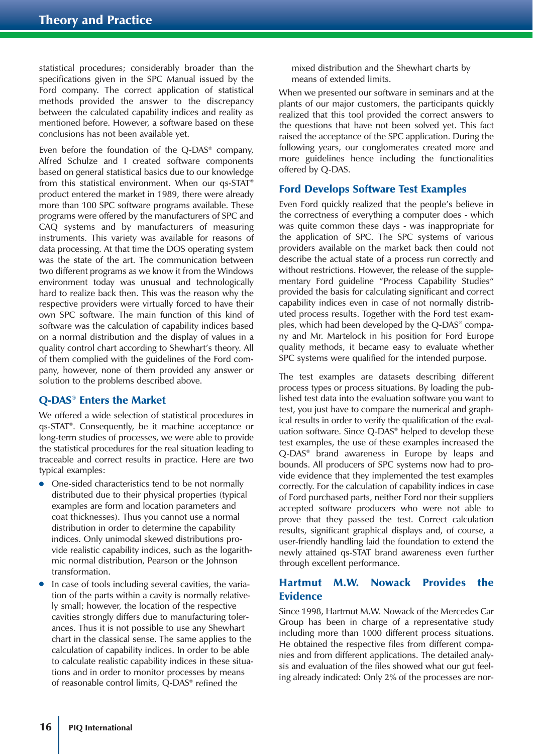statistical procedures; considerably broader than the specifications given in the SPC Manual issued by the Ford company. The correct application of statistical methods provided the answer to the discrepancy between the calculated capability indices and reality as mentioned before. However, a software based on these conclusions has not been available yet.

Even before the foundation of the Q-DAS® company, Alfred Schulze and I created software components based on general statistical basics due to our knowledge from this statistical environment. When our qs-STAT® product entered the market in 1989, there were already more than 100 SPC software programs available. These programs were offered by the manufacturers of SPC and CAQ systems and by manufacturers of measuring instruments. This variety was available for reasons of data processing. At that time the DOS operating system was the state of the art. The communication between two different programs as we know it from the Windows environment today was unusual and technologically hard to realize back then. This was the reason why the respective providers were virtually forced to have their own SPC software. The main function of this kind of software was the calculation of capability indices based on a normal distribution and the display of values in a quality control chart according to Shewhart's theory. All of them complied with the guidelines of the Ford company, however, none of them provided any answer or solution to the problems described above.

## Q-DAS® Enters the Market

We offered a wide selection of statistical procedures in qs-STAT®. Consequently, be it machine acceptance or long-term studies of processes, we were able to provide the statistical procedures for the real situation leading to traceable and correct results in practice. Here are two typical examples:

- One-sided characteristics tend to be not normally distributed due to their physical properties (typical examples are form and location parameters and coat thicknesses). Thus you cannot use a normal distribution in order to determine the capability indices. Only unimodal skewed distributions provide realistic capability indices, such as the logarithmic normal distribution, Pearson or the Johnson transformation.
- In case of tools including several cavities, the variation of the parts within a cavity is normally relatively small; however, the location of the respective cavities strongly differs due to manufacturing tolerances. Thus it is not possible to use any Shewhart chart in the classical sense. The same applies to the calculation of capability indices. In order to be able to calculate realistic capability indices in these situations and in order to monitor processes by means of reasonable control limits, Q-DAS® refined the mixed distribution and the Shewhart charts by means of extended limits.

When we presented our software in seminars and at the plants of our major customers, the participants quickly realized that this tool provided the correct answers to the questions that have not been solved yet. This fact raised the acceptance of the SPC application. During the following years, our conglomerates created more and more guidelines hence including the functionalities offered by Q-DAS.

## Ford Develops Software Test Examples

Even Ford quickly realized that the people's believe in the correctness of everything a computer does - which was quite common these days - was inappropriate for the application of SPC. The SPC systems of various providers available on the market back then could not describe the actual state of a process run correctly and without restrictions. However, the release of the supplementary Ford guideline "Process Capability Studies" provided the basis for calculating significant and correct capability indices even in case of not normally distributed process results. Together with the Ford test examples, which had been developed by the Q-DAS® company and Mr. Martelock in his position for Ford Europe quality methods, it became easy to evaluate whether SPC systems were qualified for the intended purpose.

The test examples are datasets describing different process types or process situations. By loading the published test data into the evaluation software you want to test, you just have to compare the numerical and graphical results in order to verify the qualification of the evaluation software. Since Q-DAS® helped to develop these test examples, the use of these examples increased the Q-DAS® brand awareness in Europe by leaps and bounds. All producers of SPC systems now had to provide evidence that they implemented the test examples correctly. For the calculation of capability indices in case of Ford purchased parts, neither Ford nor their suppliers accepted software producers who were not able to prove that they passed the test. Correct calculation results, significant graphical displays and, of course, a user-friendly handling laid the foundation to extend the newly attained qs-STAT brand awareness even further through excellent performance.

## Hartmut M.W. Nowack Provides the Evidence

Since 1998, Hartmut M.W. Nowack of the Mercedes Car Group has been in charge of a representative study including more than 1000 different process situations. He obtained the respective files from different companies and from different applications. The detailed analysis and evaluation of the files showed what our gut feeling already indicated: Only 2% of the processes are nor-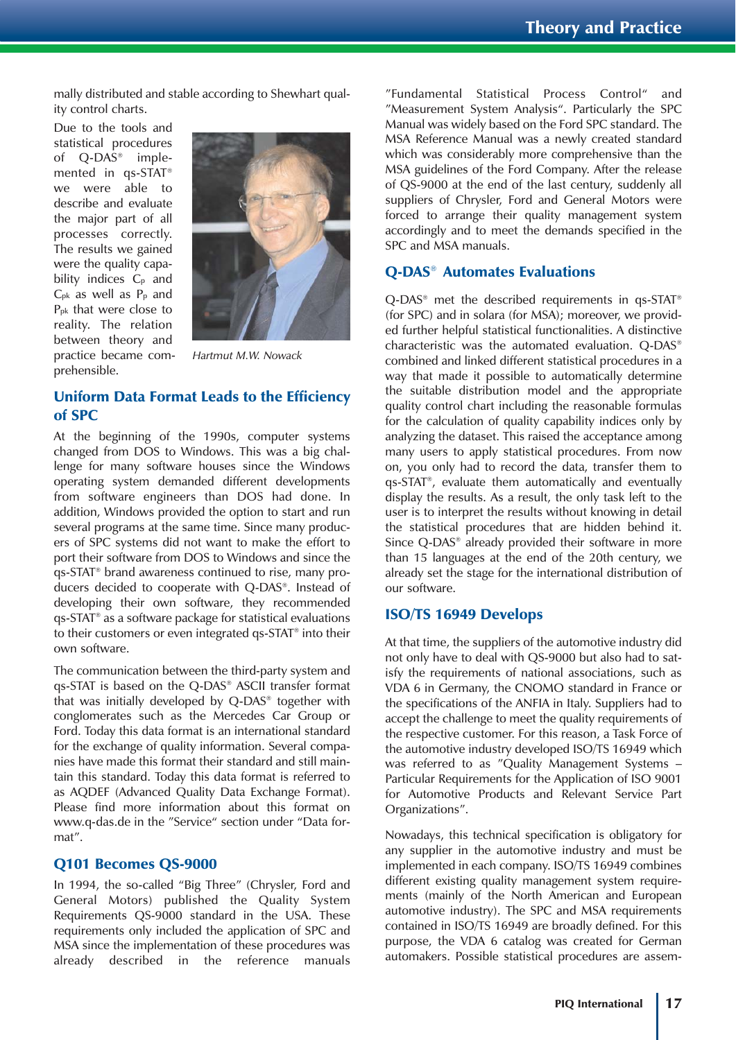mally distributed and stable according to Shewhart quality control charts.

Due to the tools and statistical procedures of Q-DAS® implemented in qs-STAT® we were able to describe and evaluate the major part of all processes correctly. The results we gained were the quality capability indices $C_p$ and $C_{pk}$ as well as $P_p$ and $P_{pk}$ that were close to reality. The relation between theory and practice became comprehensible.

*Hartmut M.W. Nowack*

## Uniform Data Format Leads to the Efficiency of SPC

At the beginning of the 1990s, computer systems changed from DOS to Windows. This was a big challenge for many software houses since the Windows operating system demanded different developments from software engineers than DOS had done. In addition, Windows provided the option to start and run several programs at the same time. Since many producers of SPC systems did not want to make the effort to port their software from DOS to Windows and since the qs-STAT® brand awareness continued to rise, many producers decided to cooperate with Q-DAS®. Instead of developing their own software, they recommended qs-STAT® as a software package for statistical evaluations to their customers or even integrated qs-STAT® into their own software.

The communication between the third-party system and qs-STAT is based on the Q-DAS® ASCII transfer format that was initially developed by Q-DAS® together with conglomerates such as the Mercedes Car Group or Ford. Today this data format is an international standard for the exchange of quality information. Several companies have made this format their standard and still maintain this standard. Today this data format is referred to as AQDEF (Advanced Quality Data Exchange Format). Please find more information about this format on www.q-das.de in the "Service" section under "Data format".

## Q101 Becomes QS-9000

In 1994, the so-called "Big Three" (Chrysler, Ford and General Motors) published the Quality System Requirements QS-9000 standard in the USA. These requirements only included the application of SPC and MSA since the implementation of these procedures was already described in the reference manuals "Fundamental Statistical Process Control" and "Measurement System Analysis". Particularly the SPC Manual was widely based on the Ford SPC standard. The MSA Reference Manual was a newly created standard which was considerably more comprehensive than the MSA guidelines of the Ford Company. After the release of QS-9000 at the end of the last century, suddenly all suppliers of Chrysler, Ford and General Motors were forced to arrange their quality management system accordingly and to meet the demands specified in the SPC and MSA manuals.

## Q-DAS® Automates Evaluations

Q-DAS® met the described requirements in qs-STAT® (for SPC) and in solara (for MSA); moreover, we provided further helpful statistical functionalities. A distinctive characteristic was the automated evaluation. Q-DAS® combined and linked different statistical procedures in a way that made it possible to automatically determine the suitable distribution model and the appropriate quality control chart including the reasonable formulas for the calculation of quality capability indices only by analyzing the dataset. This raised the acceptance among many users to apply statistical procedures. From now on, you only had to record the data, transfer them to qs-STAT®, evaluate them automatically and eventually display the results. As a result, the only task left to the user is to interpret the results without knowing in detail the statistical procedures that are hidden behind it. Since Q-DAS® already provided their software in more than 15 languages at the end of the 20th century, we already set the stage for the international distribution of our software.

## ISO/TS 16949 Develops

At that time, the suppliers of the automotive industry did not only have to deal with QS-9000 but also had to satisfy the requirements of national associations, such as VDA 6 in Germany, the CNOMO standard in France or the specifications of the ANFIA in Italy. Suppliers had to accept the challenge to meet the quality requirements of the respective customer. For this reason, a Task Force of the automotive industry developed ISO/TS 16949 which was referred to as "Quality Management Systems – Particular Requirements for the Application of ISO 9001 for Automotive Products and Relevant Service Part Organizations".

Nowadays, this technical specification is obligatory for any supplier in the automotive industry and must be implemented in each company. ISO/TS 16949 combines different existing quality management system requirements (mainly of the North American and European automotive industry). The SPC and MSA requirements contained in ISO/TS 16949 are broadly defined. For this purpose, the VDA 6 catalog was created for German automakers. Possible statistical procedures are assem-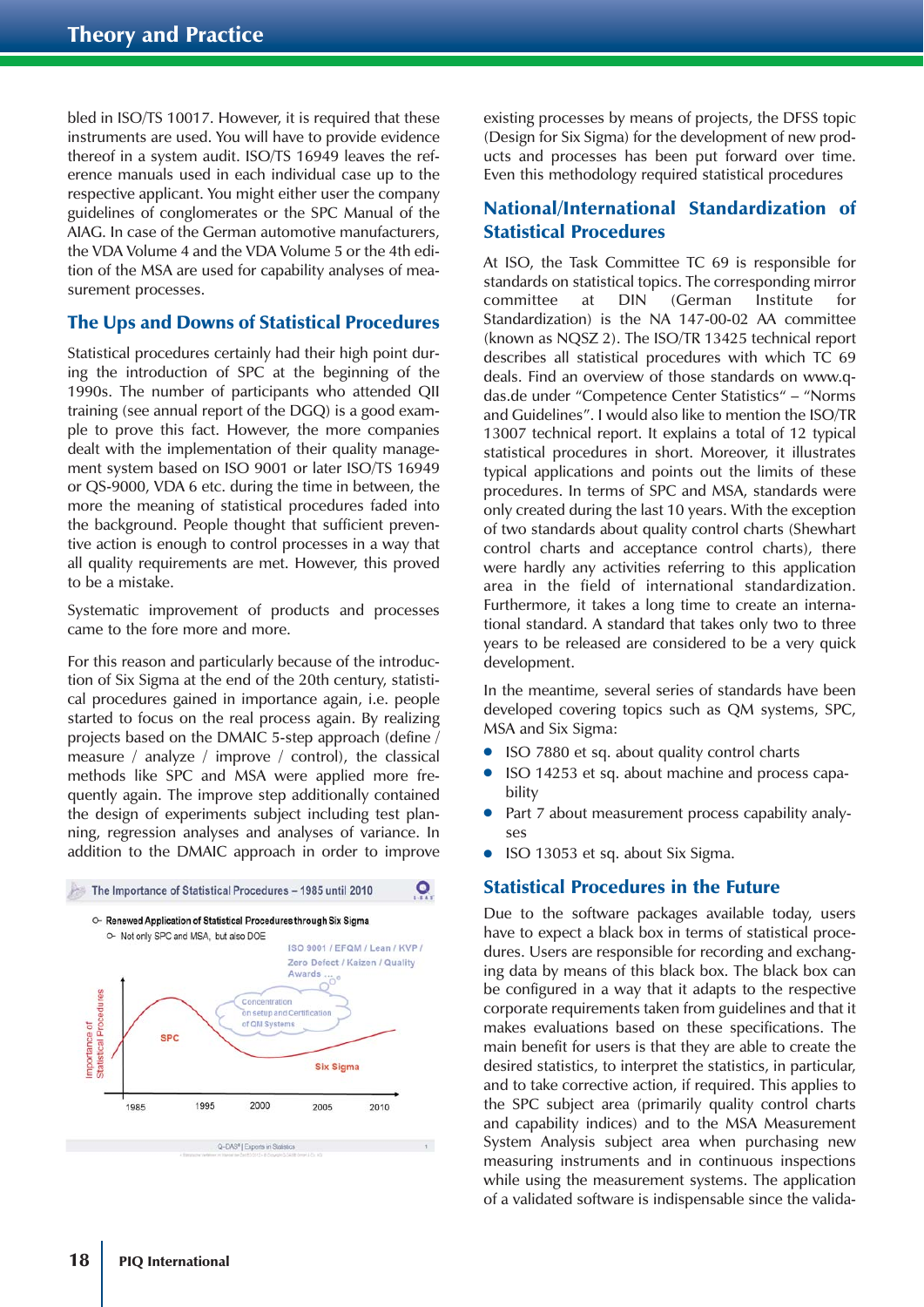bled in ISO/TS 10017. However, it is required that these instruments are used. You will have to provide evidence thereof in a system audit. ISO/TS 16949 leaves the reference manuals used in each individual case up to the respective applicant. You might either user the company guidelines of conglomerates or the SPC Manual of the AIAG. In case of the German automotive manufacturers, the VDA Volume 4 and the VDA Volume 5 or the 4th edition of the MSA are used for capability analyses of measurement processes.

## The Ups and Downs of Statistical Procedures

Statistical procedures certainly had their high point during the introduction of SPC at the beginning of the 1990s. The number of participants who attended QII training (see annual report of the DGQ) is a good example to prove this fact. However, the more companies dealt with the implementation of their quality management system based on ISO 9001 or later ISO/TS 16949 or QS-9000, VDA 6 etc. during the time in between, the more the meaning of statistical procedures faded into the background. People thought that sufficient preventive action is enough to control processes in a way that all quality requirements are met. However, this proved to be a mistake.

Systematic improvement of products and processes came to the fore more and more.

For this reason and particularly because of the introduction of Six Sigma at the end of the 20th century, statistical procedures gained in importance again, i.e. people started to focus on the real process again. By realizing projects based on the DMAIC 5-step approach (define / measure / analyze / improve / control), the classical methods like SPC and MSA were applied more frequently again. The improve step additionally contained the design of experiments subject including test planning, regression analyses and analyses of variance. In addition to the DMAIC approach in order to improve

The Importance of Statistical Procedures – 1985 until 2010

Renewed Application of Statistical Procedures through Six Sigma

Not only SPC and MSA, but also DOE

ISO 9001 / EFQM / Lean / KVP / Zero Defect / Kaizen / Quality Awards ...

Concentration on setup and Certification of QM Systems

SPC

Six Sigma

Importance of Statistical Procedures

1985 1995 2000 2005 2010

Q-DAS® | Experts in Statistics

existing processes by means of projects, the DFSS topic (Design for Six Sigma) for the development of new products and processes has been put forward over time. Even this methodology required statistical procedures

## National/International Standardization of Statistical Procedures

At ISO, the Task Committee TC 69 is responsible for standards on statistical topics. The corresponding mirror committee at DIN (German Institute for Standardization) is the NA 147-00-02 AA committee (known as NQSZ 2). The ISO/TR 13425 technical report describes all statistical procedures with which TC 69 deals. Find an overview of those standards on www.q-das.de under "Competence Center Statistics" – "Norms and Guidelines". I would also like to mention the ISO/TR 13007 technical report. It explains a total of 12 typical statistical procedures in short. Moreover, it illustrates typical applications and points out the limits of these procedures. In terms of SPC and MSA, standards were only created during the last 10 years. With the exception of two standards about quality control charts (Shewhart control charts and acceptance control charts), there were hardly any activities referring to this application area in the field of international standardization. Furthermore, it takes a long time to create an international standard. A standard that takes only two to three years to be released are considered to be a very quick development.

In the meantime, several series of standards have been developed covering topics such as QM systems, SPC, MSA and Six Sigma:

- ISO 7880 et sq. about quality control charts
- ISO 14253 et sq. about machine and process capability
- Part 7 about measurement process capability analyses
- ISO 13053 et sq. about Six Sigma.

## Statistical Procedures in the Future

Due to the software packages available today, users have to expect a black box in terms of statistical procedures. Users are responsible for recording and exchanging data by means of this black box. The black box can be configured in a way that it adapts to the respective corporate requirements taken from guidelines and that it makes evaluations based on these specifications. The main benefit for users is that they are able to create the desired statistics, to interpret the statistics, in particular, and to take corrective action, if required. This applies to the SPC subject area (primarily quality control charts and capability indices) and to the MSA Measurement System Analysis subject area when purchasing new measuring instruments and in continuous inspections while using the measurement systems. The application of a validated software is indispensable since the valida-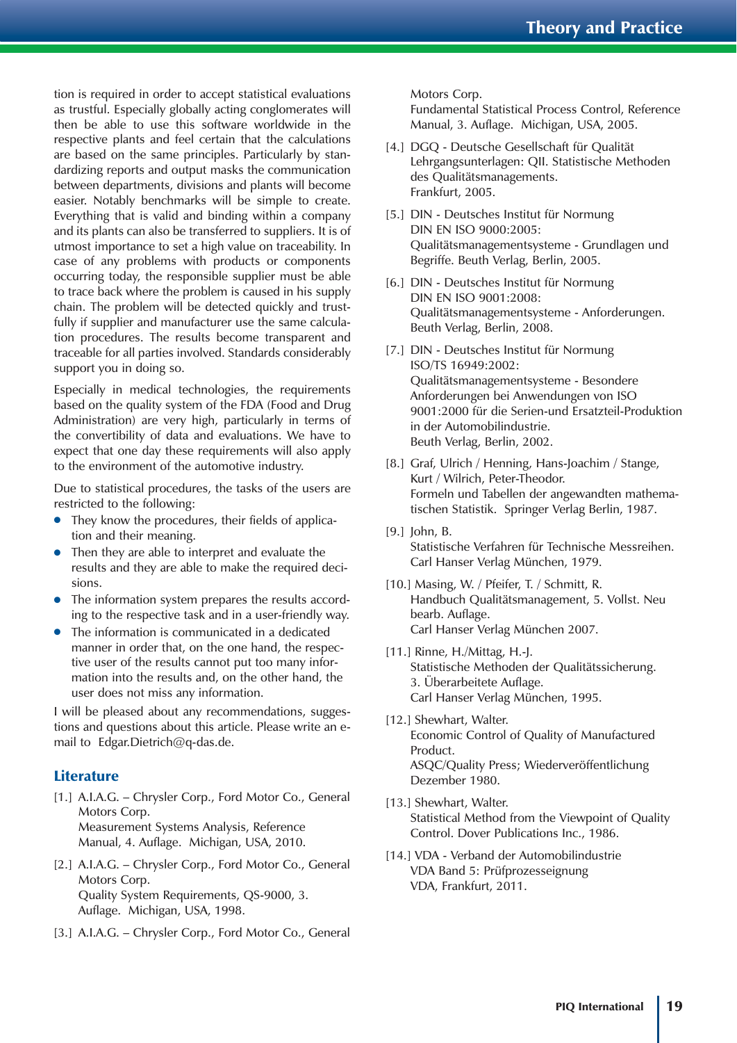tion is required in order to accept statistical evaluations as trustful. Especially globally acting conglomerates will then be able to use this software worldwide in the respective plants and feel certain that the calculations are based on the same principles. Particularly by standardizing reports and output masks the communication between departments, divisions and plants will become easier. Notably benchmarks will be simple to create. Everything that is valid and binding within a company and its plants can also be transferred to suppliers. It is of utmost importance to set a high value on traceability. In case of any problems with products or components occurring today, the responsible supplier must be able to trace back where the problem is caused in his supply chain. The problem will be detected quickly and trustfully if supplier and manufacturer use the same calculation procedures. The results become transparent and traceable for all parties involved. Standards considerably support you in doing so.

Especially in medical technologies, the requirements based on the quality system of the FDA (Food and Drug Administration) are very high, particularly in terms of the convertibility of data and evaluations. We have to expect that one day these requirements will also apply to the environment of the automotive industry.

Due to statistical procedures, the tasks of the users are restricted to the following:

- They know the procedures, their fields of application and their meaning.
- Then they are able to interpret and evaluate the results and they are able to make the required decisions.
- The information system prepares the results according to the respective task and in a user-friendly way.
- The information is communicated in a dedicated manner in order that, on the one hand, the respective user of the results cannot put too many information into the results and, on the other hand, the user does not miss any information.

I will be pleased about any recommendations, suggestions and questions about this article. Please write an e-mail to Edgar.Dietrich@q-das.de.

## Literature

[1.] A.I.A.G. – Chrysler Corp., Ford Motor Co., General Motors Corp.
Measurement Systems Analysis, Reference Manual, 4. Auflage. Michigan, USA, 2010.

[2.] A.I.A.G. – Chrysler Corp., Ford Motor Co., General Motors Corp.
Quality System Requirements, QS-9000, 3. Auflage. Michigan, USA, 1998.

[3.] A.I.A.G. – Chrysler Corp., Ford Motor Co., General Motors Corp.
Fundamental Statistical Process Control, Reference Manual, 3. Auflage. Michigan, USA, 2005.

[4.] DGQ - Deutsche Gesellschaft für Qualität
Lehrgangsunterlagen: QII. Statistische Methoden des Qualitätsmanagements.
Frankfurt, 2005.

[5.] DIN - Deutsches Institut für Normung
DIN EN ISO 9000:2005:
Qualitätsmanagementsysteme - Grundlagen und Begriffe. Beuth Verlag, Berlin, 2005.

[6.] DIN - Deutsches Institut für Normung
DIN EN ISO 9001:2008:
Qualitätsmanagementsysteme - Anforderungen.
Beuth Verlag, Berlin, 2008.

[7.] DIN - Deutsches Institut für Normung
ISO/TS 16949:2002:
Qualitätsmanagementsysteme - Besondere Anforderungen bei Anwendungen von ISO 9001:2000 für die Serien-und Ersatzteil-Produktion in der Automobilindustrie.
Beuth Verlag, Berlin, 2002.

[8.] Graf, Ulrich / Henning, Hans-Joachim / Stange, Kurt / Wilrich, Peter-Theodor.
Formeln und Tabellen der angewandten mathematischen Statistik. Springer Verlag Berlin, 1987.

[9.] John, B.
Statistische Verfahren für Technische Messreihen.
Carl Hanser Verlag München, 1979.

[10.] Masing, W. / Pfeifer, T. / Schmitt, R.
Handbuch Qualitätsmanagement, 5. Vollst. Neu bearb. Auflage.
Carl Hanser Verlag München 2007.

[11.] Rinne, H./Mittag, H.-J.
Statistische Methoden der Qualitätssicherung.
3. Überarbeitete Auflage.
Carl Hanser Verlag München, 1995.

[12.] Shewhart, Walter.
Economic Control of Quality of Manufactured Product.
ASQC/Quality Press; Wiederveröffentlichung Dezember 1980.

[13.] Shewhart, Walter.
Statistical Method from the Viewpoint of Quality Control. Dover Publications Inc., 1986.

[14.] VDA - Verband der Automobilindustrie
VDA Band 5: Prüfprozesseignung
VDA, Frankfurt, 2011.